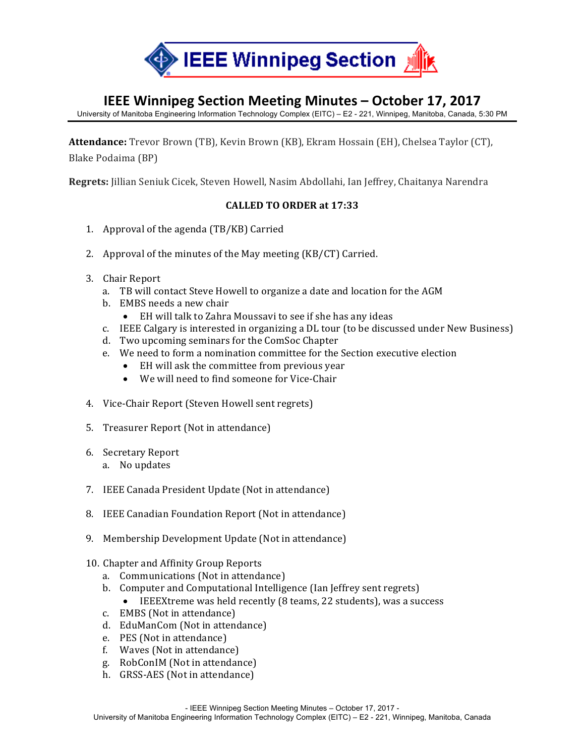IEEE Winnipeg Section

# IEEE Winnipeg Section Meeting Minutes – October 17, 2017

University of Manitoba Engineering Information Technology Complex (EITC) – E2 - 221, Winnipeg, Manitoba, Canada, 5:30 PM

**Attendance:** Trevor Brown (TB), Kevin Brown (KB), Ekram Hossain (EH), Chelsea Taylor (CT), Blake Podaima (BP)

**Regrets:** Jillian Seniuk Cicek, Steven Howell, Nasim Abdollahi, Ian Jeffrey, Chaitanya Narendra

**CALLED TO ORDER at 17:33**

1. Approval of the agenda (TB/KB) Carried
2. Approval of the minutes of the May meeting (KB/CT) Carried.
3. Chair Report
   a. TB will contact Steve Howell to organize a date and location for the AGM
   b. EMBS needs a new chair
      - EH will talk to Zahra Moussavi to see if she has any ideas
   c. IEEE Calgary is interested in organizing a DL tour (to be discussed under New Business)
   d. Two upcoming seminars for the ComSoc Chapter
   e. We need to form a nomination committee for the Section executive election
      - EH will ask the committee from previous year
      - We will need to find someone for Vice-Chair
4. Vice-Chair Report (Steven Howell sent regrets)
5. Treasurer Report (Not in attendance)
6. Secretary Report
   a. No updates
7. IEEE Canada President Update (Not in attendance)
8. IEEE Canadian Foundation Report (Not in attendance)
9. Membership Development Update (Not in attendance)
10. Chapter and Affinity Group Reports
    a. Communications (Not in attendance)
    b. Computer and Computational Intelligence (Ian Jeffrey sent regrets)
       - IEEEXtreme was held recently (8 teams, 22 students), was a success
    c. EMBS (Not in attendance)
    d. EduManCom (Not in attendance)
    e. PES (Not in attendance)
    f. Waves (Not in attendance)
    g. RobConIM (Not in attendance)
    h. GRSS-AES (Not in attendance)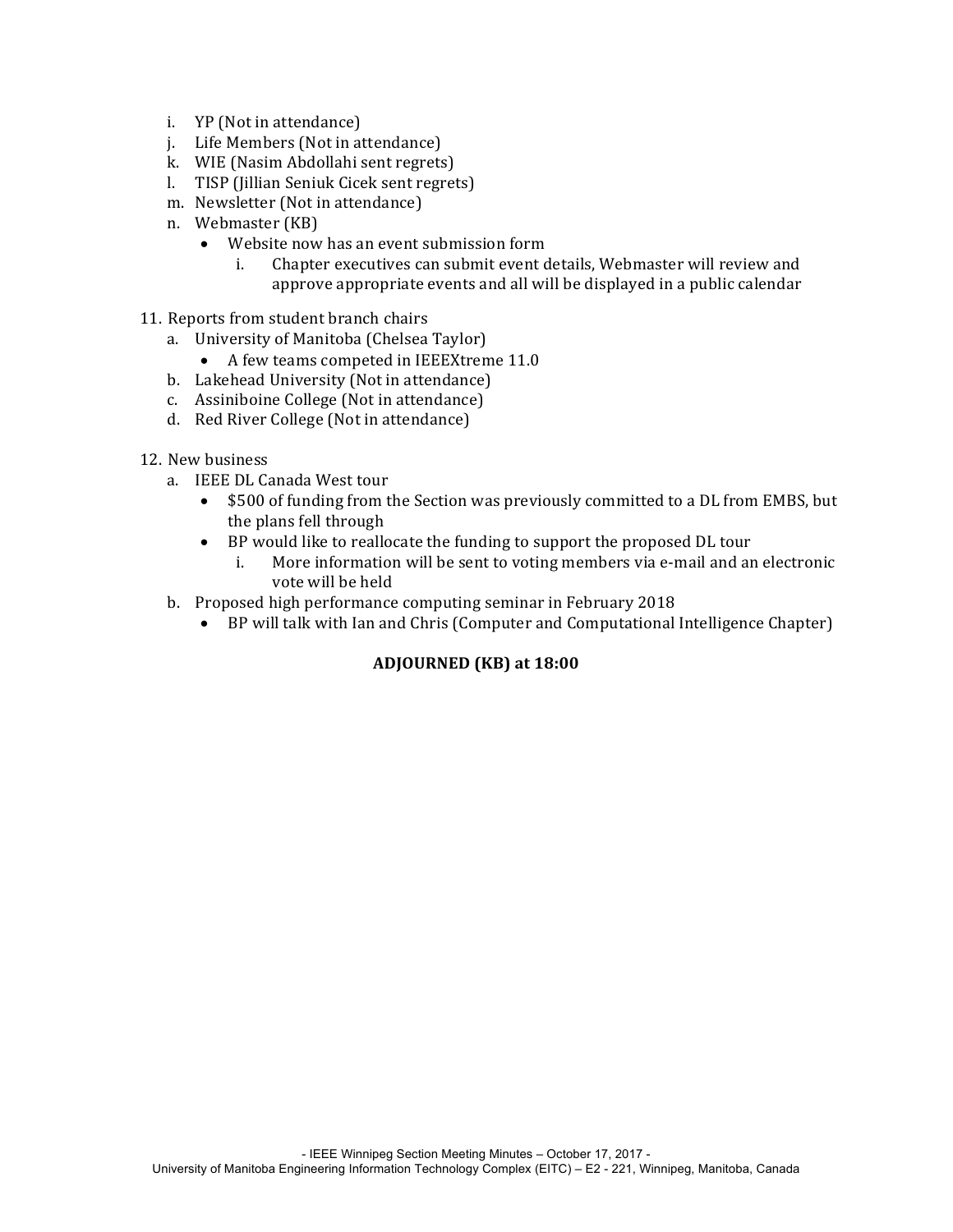i. YP (Not in attendance)
j. Life Members (Not in attendance)
k. WIE (Nasim Abdollahi sent regrets)
l. TISP (Jillian Seniuk Cicek sent regrets)
m. Newsletter (Not in attendance)
n. Webmaster (KB)
   - Website now has an event submission form
     i. Chapter executives can submit event details, Webmaster will review and approve appropriate events and all will be displayed in a public calendar

11. Reports from student branch chairs
    a. University of Manitoba (Chelsea Taylor)
       - A few teams competed in IEEEXtreme 11.0
    b. Lakehead University (Not in attendance)
    c. Assiniboine College (Not in attendance)
    d. Red River College (Not in attendance)

12. New business
    a. IEEE DL Canada West tour
       - $500 of funding from the Section was previously committed to a DL from EMBS, but the plans fell through
       - BP would like to reallocate the funding to support the proposed DL tour
         i. More information will be sent to voting members via e-mail and an electronic vote will be held
    b. Proposed high performance computing seminar in February 2018
       - BP will talk with Ian and Chris (Computer and Computational Intelligence Chapter)

**ADJOURNED (KB) at 18:00**